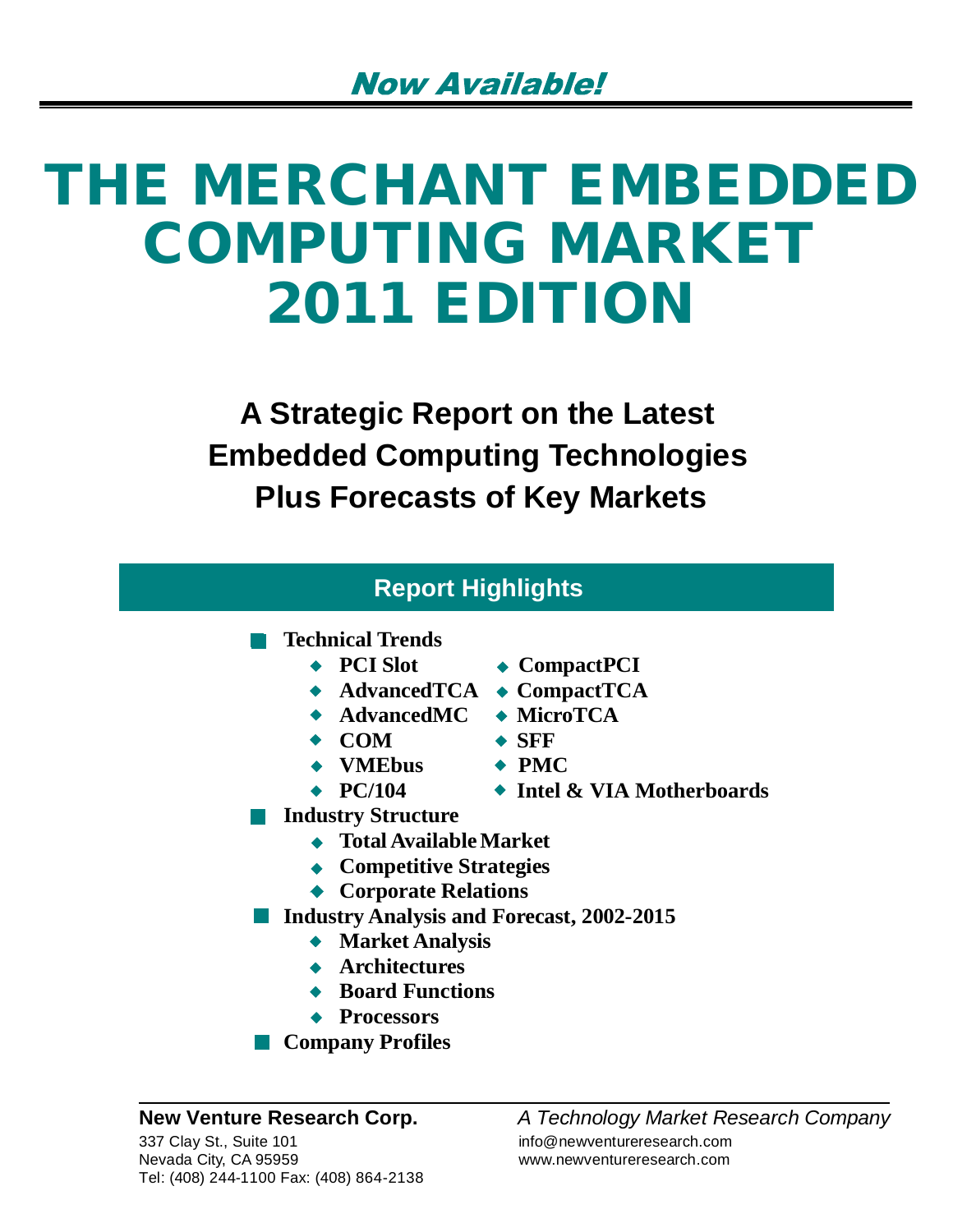*Now Available!*

# THE MERCHANT EMBEDDED COMPUTING MARKET 2011 EDITION

## A Strategic Report on the Latest Embedded Computing Technologies Plus Forecasts of Key Markets

### Report Highlights

- **Technical Trends**
  - **PCI Slot**
  - **CompactPCI**
  - **AdvancedTCA**
  - **CompactTCA**
  - **AdvancedMC**
  - **MicroTCA**
  - **COM**
  - **SFF**
  - **VMEbus**
  - **PMC**
  - **PC/104**
  - **Intel & VIA Motherboards**
- **Industry Structure**
  - **Total Available Market**
  - **Competitive Strategies**
  - **Corporate Relations**
- **Industry Analysis and Forecast, 2002-2015**
  - **Market Analysis**
  - **Architectures**
  - **Board Functions**
  - **Processors**
- **Company Profiles**

---

**New Venture Research Corp.**
337 Clay St., Suite 101
Nevada City, CA 95959
Tel: (408) 244-1100 Fax: (408) 864-2138

*A Technology Market Research Company*
info@newventureresearch.com
www.newventureresearch.com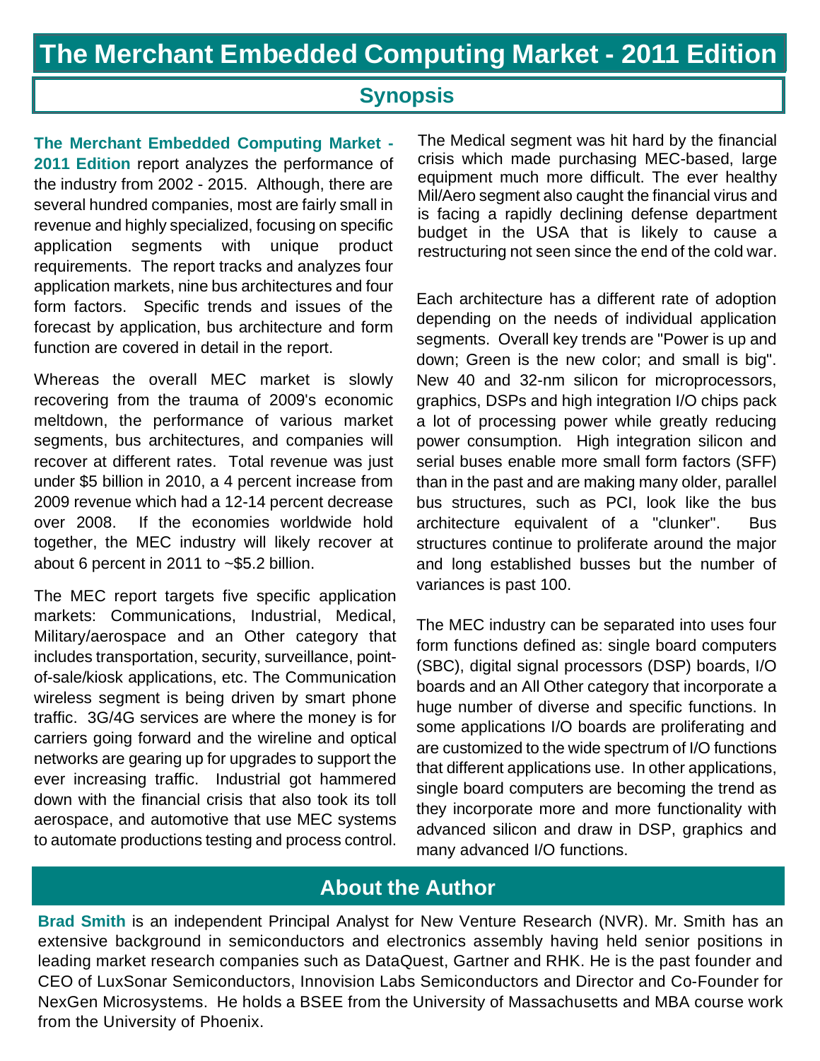# The Merchant Embedded Computing Market - 2011 Edition

## Synopsis

**The Merchant Embedded Computing Market - 2011 Edition** report analyzes the performance of the industry from 2002 - 2015. Although, there are several hundred companies, most are fairly small in revenue and highly specialized, focusing on specific application segments with unique product requirements. The report tracks and analyzes four application markets, nine bus architectures and four form factors. Specific trends and issues of the forecast by application, bus architecture and form function are covered in detail in the report.

Whereas the overall MEC market is slowly recovering from the trauma of 2009's economic meltdown, the performance of various market segments, bus architectures, and companies will recover at different rates. Total revenue was just under $5 billion in 2010, a 4 percent increase from 2009 revenue which had a 12-14 percent decrease over 2008. If the economies worldwide hold together, the MEC industry will likely recover at about 6 percent in 2011 to ~$5.2 billion.

The MEC report targets five specific application markets: Communications, Industrial, Medical, Military/aerospace and an Other category that includes transportation, security, surveillance, point-of-sale/kiosk applications, etc. The Communication wireless segment is being driven by smart phone traffic. 3G/4G services are where the money is for carriers going forward and the wireline and optical networks are gearing up for upgrades to support the ever increasing traffic. Industrial got hammered down with the financial crisis that also took its toll aerospace, and automotive that use MEC systems to automate productions testing and process control.

The Medical segment was hit hard by the financial crisis which made purchasing MEC-based, large equipment much more difficult. The ever healthy Mil/Aero segment also caught the financial virus and is facing a rapidly declining defense department budget in the USA that is likely to cause a restructuring not seen since the end of the cold war.

Each architecture has a different rate of adoption depending on the needs of individual application segments. Overall key trends are "Power is up and down; Green is the new color; and small is big". New 40 and 32-nm silicon for microprocessors, graphics, DSPs and high integration I/O chips pack a lot of processing power while greatly reducing power consumption. High integration silicon and serial buses enable more small form factors (SFF) than in the past and are making many older, parallel bus structures, such as PCI, look like the bus architecture equivalent of a "clunker". Bus structures continue to proliferate around the major and long established busses but the number of variances is past 100.

The MEC industry can be separated into uses four form functions defined as: single board computers (SBC), digital signal processors (DSP) boards, I/O boards and an All Other category that incorporate a huge number of diverse and specific functions. In some applications I/O boards are proliferating and are customized to the wide spectrum of I/O functions that different applications use. In other applications, single board computers are becoming the trend as they incorporate more and more functionality with advanced silicon and draw in DSP, graphics and many advanced I/O functions.

## About the Author

**Brad Smith** is an independent Principal Analyst for New Venture Research (NVR). Mr. Smith has an extensive background in semiconductors and electronics assembly having held senior positions in leading market research companies such as DataQuest, Gartner and RHK. He is the past founder and CEO of LuxSonar Semiconductors, Innovision Labs Semiconductors and Director and Co-Founder for NexGen Microsystems. He holds a BSEE from the University of Massachusetts and MBA course work from the University of Phoenix.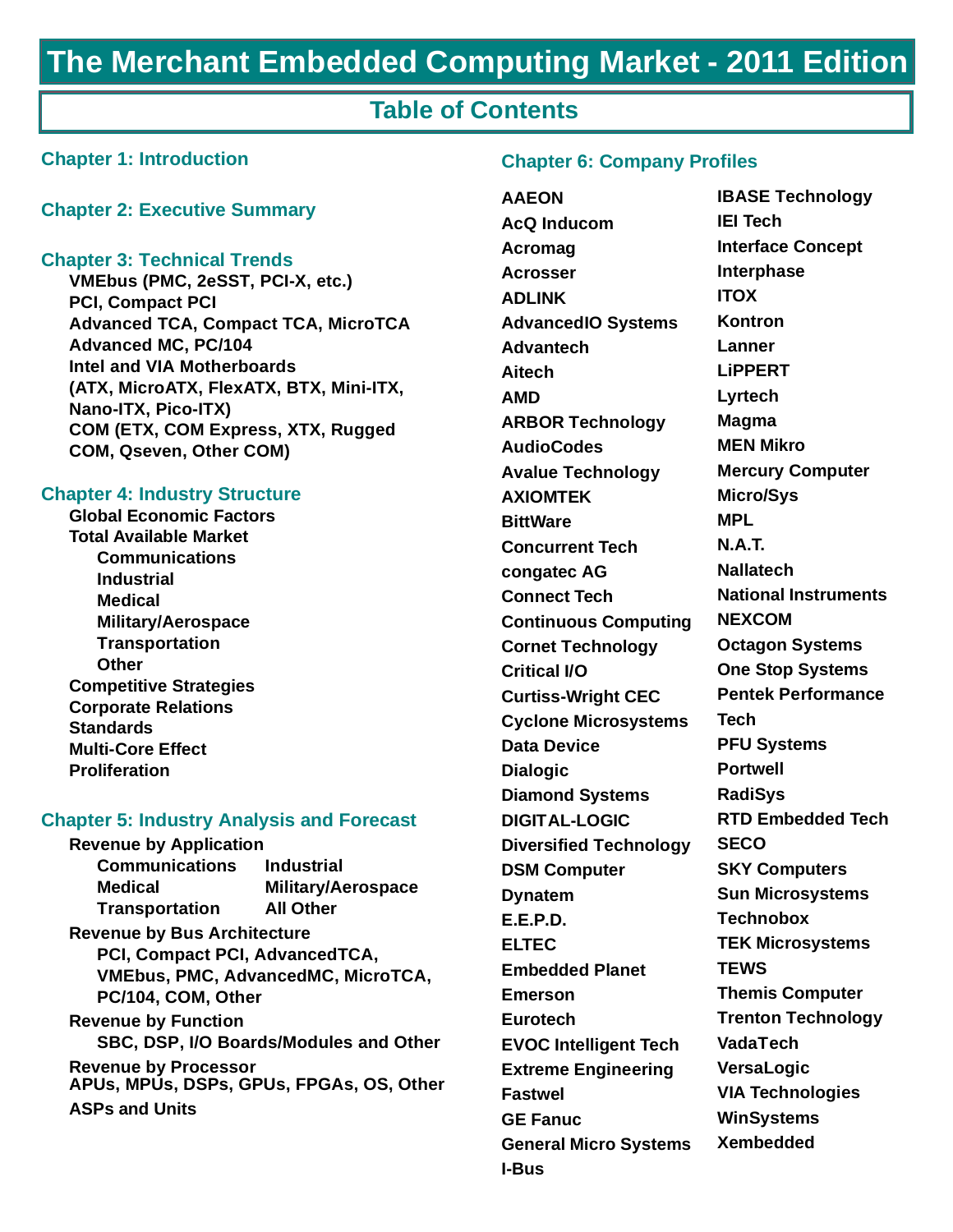# The Merchant Embedded Computing Market - 2011 Edition

## Table of Contents

### Chapter 1: Introduction

### Chapter 2: Executive Summary

### Chapter 3: Technical Trends

- VMEbus (PMC, 2eSST, PCI-X, etc.)
- PCI, Compact PCI
- Advanced TCA, Compact TCA, MicroTCA
- Advanced MC, PC/104
- Intel and VIA Motherboards (ATX, MicroATX, FlexATX, BTX, Mini-ITX, Nano-ITX, Pico-ITX)
- COM (ETX, COM Express, XTX, Rugged COM, Qseven, Other COM)

### Chapter 4: Industry Structure

- Global Economic Factors
- Total Available Market
  - Communications
  - Industrial
  - Medical
  - Military/Aerospace
  - Transportation
  - Other
- Competitive Strategies
- Corporate Relations
- Standards
- Multi-Core Effect
- Proliferation

### Chapter 5: Industry Analysis and Forecast

- Revenue by Application
  - Communications, Industrial
  - Medical, Military/Aerospace
  - Transportation, All Other
- Revenue by Bus Architecture
  - PCI, Compact PCI, AdvancedTCA, VMEbus, PMC, AdvancedMC, MicroTCA, PC/104, COM, Other
- Revenue by Function
  - SBC, DSP, I/O Boards/Modules and Other
- Revenue by Processor
  APUs, MPUs, DSPs, GPUs, FPGAs, OS, Other
- ASPs and Units

### Chapter 6: Company Profiles

- AAEON
- AcQ Inducom
- Acromag
- Acrosser
- ADLINK
- AdvancedIO Systems
- Advantech
- Aitech
- AMD
- ARBOR Technology
- AudioCodes
- Avalue Technology
- AXIOMTEK
- BittWare
- Concurrent Tech
- congatec AG
- Connect Tech
- Continuous Computing
- Cornet Technology
- Critical I/O
- Curtiss-Wright CEC
- Cyclone Microsystems
- Data Device
- Dialogic
- Diamond Systems
- DIGITAL-LOGIC
- Diversified Technology
- DSM Computer
- Dynatem
- E.E.P.D.
- ELTEC
- Embedded Planet
- Emerson
- Eurotech
- EVOC Intelligent Tech
- Extreme Engineering
- Fastwel
- GE Fanuc
- General Micro Systems
- I-Bus
- IBASE Technology
- IEI Tech
- Interface Concept
- Interphase
- ITOX
- Kontron
- Lanner
- LiPPERT
- Lyrtech
- Magma
- MEN Mikro
- Mercury Computer
- Micro/Sys
- MPL
- N.A.T.
- Nallatech
- National Instruments
- NEXCOM
- Octagon Systems
- One Stop Systems
- Pentek Performance Tech
- PFU Systems
- Portwell
- RadiSys
- RTD Embedded Tech
- SECO
- SKY Computers
- Sun Microsystems
- Technobox
- TEK Microsystems
- TEWS
- Themis Computer
- Trenton Technology
- VadaTech
- VersaLogic
- VIA Technologies
- WinSystems
- Xembedded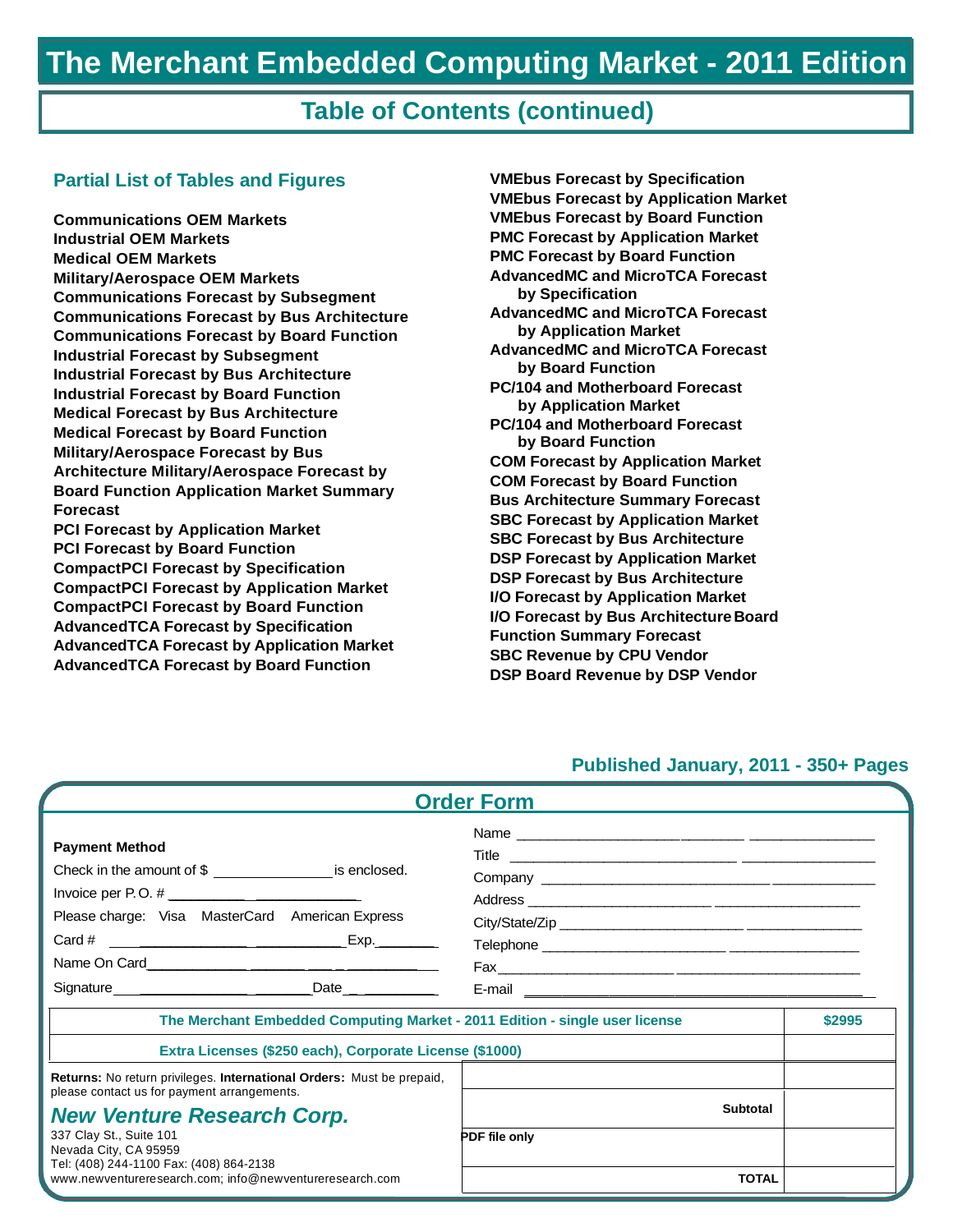# The Merchant Embedded Computing Market - 2011 Edition

## Table of Contents (continued)

### Partial List of Tables and Figures

**Communications OEM Markets**
**Industrial OEM Markets**
**Medical OEM Markets**
**Military/Aerospace OEM Markets**
**Communications Forecast by Subsegment**
**Communications Forecast by Bus Architecture**
**Communications Forecast by Board Function**
**Industrial Forecast by Subsegment**
**Industrial Forecast by Bus Architecture**
**Industrial Forecast by Board Function**
**Medical Forecast by Bus Architecture**
**Medical Forecast by Board Function**
**Military/Aerospace Forecast by Bus Architecture Military/Aerospace Forecast by Board Function Application Market Summary Forecast**
**PCI Forecast by Application Market**
**PCI Forecast by Board Function**
**CompactPCI Forecast by Specification**
**CompactPCI Forecast by Application Market**
**CompactPCI Forecast by Board Function**
**AdvancedTCA Forecast by Specification**
**AdvancedTCA Forecast by Application Market**
**AdvancedTCA Forecast by Board Function**
**VMEbus Forecast by Specification**
**VMEbus Forecast by Application Market**
**VMEbus Forecast by Board Function**
**PMC Forecast by Application Market**
**PMC Forecast by Board Function**
**AdvancedMC and MicroTCA Forecast by Specification**
**AdvancedMC and MicroTCA Forecast by Application Market**
**AdvancedMC and MicroTCA Forecast by Board Function**
**PC/104 and Motherboard Forecast by Application Market**
**PC/104 and Motherboard Forecast by Board Function**
**COM Forecast by Application Market**
**COM Forecast by Board Function**
**Bus Architecture Summary Forecast**
**SBC Forecast by Application Market**
**SBC Forecast by Bus Architecture**
**DSP Forecast by Application Market**
**DSP Forecast by Bus Architecture**
**I/O Forecast by Application Market**
**I/O Forecast by Bus Architecture Board Function Summary Forecast**
**SBC Revenue by CPU Vendor**
**DSP Board Revenue by DSP Vendor**

**Published January, 2011 - 350+ Pages**

## Order Form

**Payment Method**

Check in the amount of $ _______________ is enclosed.

Invoice per P.O. # _________________________

Please charge: Visa MasterCard American Express

Card # ______________________________ Exp.________

Name On Card______________________________________

Signature ________________________ Date ___________

Name ______________________________________________

Title ________________________________________________

Company ____________________________________________

Address _____________________________________________

City/State/Zip ________________________________________

Telephone ___________________________________________

Fax ________________________________________________

E-mail ______________________________________________

| | |
|---|---|
| The Merchant Embedded Computing Market - 2011 Edition - single user license | $2995 |
| Extra Licenses ($250 each), Corporate License ($1000) | |
| | |
| Subtotal | |
| PDF file only | |
| TOTAL | |

**Returns:** No return privileges. **International Orders:** Must be prepaid, please contact us for payment arrangements.

***New Venture Research Corp.***

337 Clay St., Suite 101
Nevada City, CA 95959
Tel: (408) 244-1100 Fax: (408) 864-2138
www.newventureresearch.com; info@newventureresearch.com